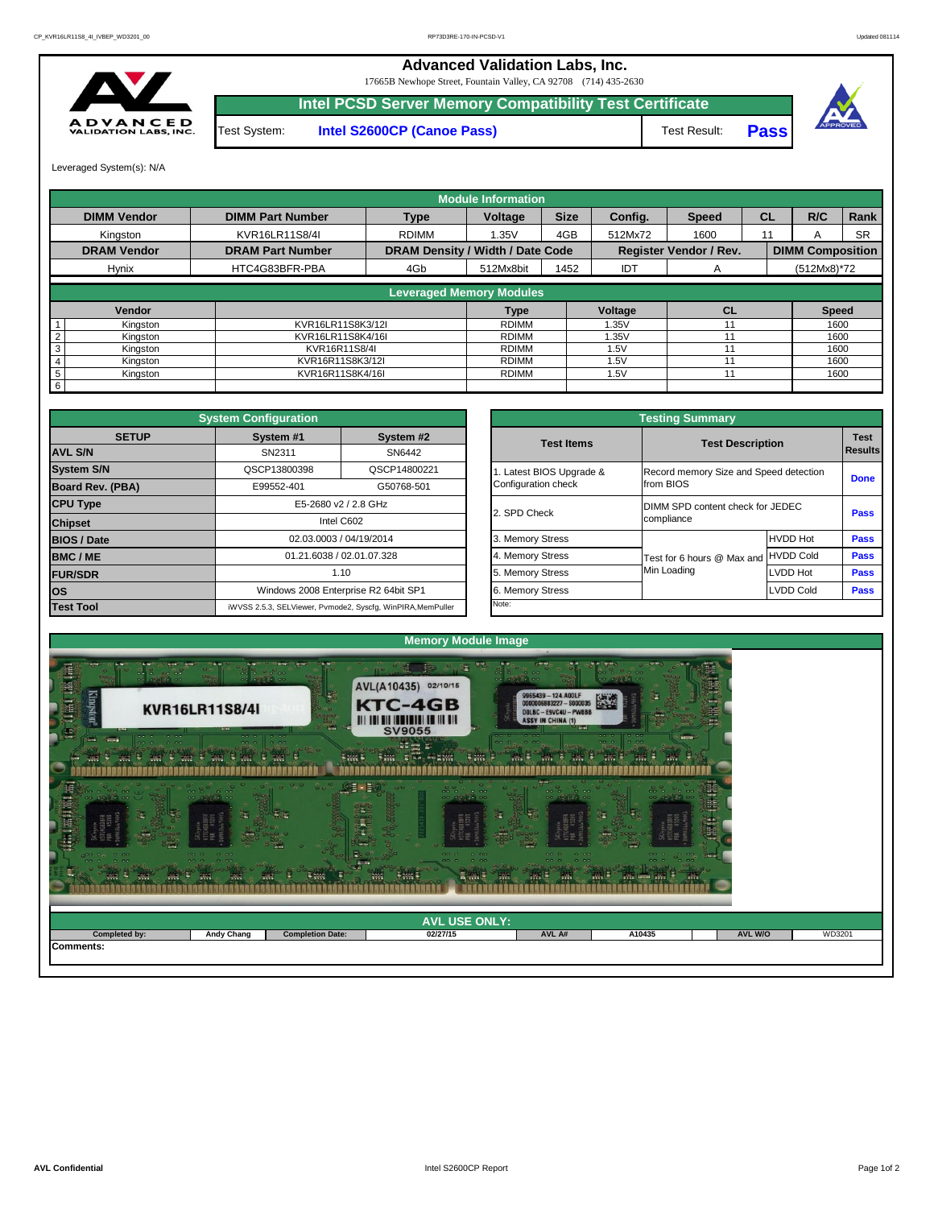# Advanced Validation Labs, Inc.

17665B Newhope Street, Fountain Valley, CA 92708 (714) 435-2630

## Intel PCSD Server Memory Compatibility Test Certificate

Test System: **Intel S2600CP (Canoe Pass)** | Test Result: **Pass**

Leveraged System(s): N/A

### Module Information

| DIMM Vendor | DIMM Part Number | Type | Voltage | Size | Config. | Speed | CL | R/C | Rank |
|---|---|---|---|---|---|---|---|---|---|
| Kingston | KVR16LR11S8/4I | RDIMM | 1.35V | 4GB | 512Mx72 | 1600 | 11 | A | SR |

| DRAM Vendor | DRAM Part Number | DRAM Density / Width / Date Code | | | Register Vendor / Rev. | | DIMM Composition |
|---|---|---|---|---|---|---|---|
| Hynix | HTC4G83BFR-PBA | 4Gb | 512Mx8bit | 1452 | IDT | A | (512Mx8)*72 |

### Leveraged Memory Modules

| | Vendor | | Type | Voltage | CL | Speed |
|---|---|---|---|---|---|---|
| 1 | Kingston | KVR16LR11S8K3/12I | RDIMM | 1.35V | 11 | 1600 |
| 2 | Kingston | KVR16LR11S8K4/16I | RDIMM | 1.35V | 11 | 1600 |
| 3 | Kingston | KVR16R11S8/4I | RDIMM | 1.5V | 11 | 1600 |
| 4 | Kingston | KVR16R11S8K3/12I | RDIMM | 1.5V | 11 | 1600 |
| 5 | Kingston | KVR16R11S8K4/16I | RDIMM | 1.5V | 11 | 1600 |
| 6 | | | | | | |

### System Configuration

| SETUP | System #1 | System #2 |
|---|---|---|
| AVL S/N | SN2311 | SN6442 |
| System S/N | QSCP13800398 | QSCP14800221 |
| Board Rev. (PBA) | E99552-401 | G50768-501 |
| CPU Type | E5-2680 v2 / 2.8 GHz | |
| Chipset | Intel C602 | |
| BIOS / Date | 02.03.0003 / 04/19/2014 | |
| BMC / ME | 01.21.6038 / 02.01.07.328 | |
| FUR/SDR | 1.10 | |
| OS | Windows 2008 Enterprise R2 64bit SP1 | |
| Test Tool | iWVSS 2.5.3, SELViewer, Pvmode2, Syscfg, WinPIRA,MemPuller | |

### Testing Summary

| Test Items | Test Description | | Test Results |
|---|---|---|---|
| 1. Latest BIOS Upgrade & Configuration check | Record memory Size and Speed detection from BIOS | | Done |
| 2. SPD Check | DIMM SPD content check for JEDEC compliance | | Pass |
| 3. Memory Stress | Test for 6 hours @ Max and Min Loading | HVDD Hot | Pass |
| 4. Memory Stress | | HVDD Cold | Pass |
| 5. Memory Stress | | LVDD Hot | Pass |
| 6. Memory Stress | | LVDD Cold | Pass |

Note:

### Memory Module Image

### AVL USE ONLY:

| Completed by: | Andy Chang | Completion Date: | 02/27/15 | AVL A# | A10435 | AVL W/O | WD3201 |
|---|---|---|---|---|---|---|---|

Comments: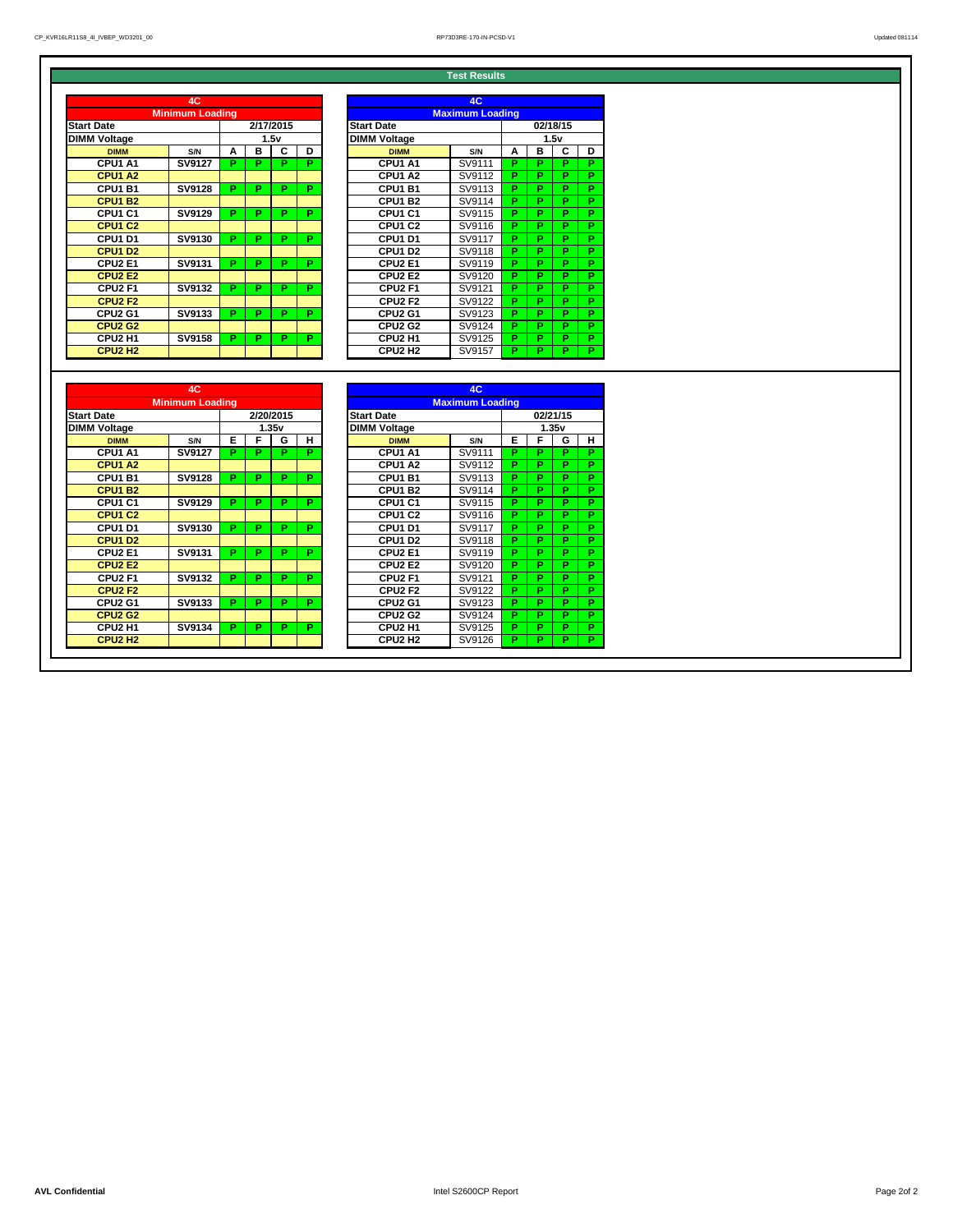## Test Results

| 4C Minimum Loading | | | | | |
|---|---|---|---|---|---|
| Start Date | | 2/17/2015 | | | |
| DIMM Voltage | | 1.5v | | | |
| DIMM | S/N | A | B | C | D |
| CPU1 A1 | SV9127 | P | P | P | P |
| CPU1 A2 | | | | | |
| CPU1 B1 | SV9128 | P | P | P | P |
| CPU1 B2 | | | | | |
| CPU1 C1 | SV9129 | P | P | P | P |
| CPU1 C2 | | | | | |
| CPU1 D1 | SV9130 | P | P | P | P |
| CPU1 D2 | | | | | |
| CPU2 E1 | SV9131 | P | P | P | P |
| CPU2 E2 | | | | | |
| CPU2 F1 | SV9132 | P | P | P | P |
| CPU2 F2 | | | | | |
| CPU2 G1 | SV9133 | P | P | P | P |
| CPU2 G2 | | | | | |
| CPU2 H1 | SV9158 | P | P | P | P |
| CPU2 H2 | | | | | |

| 4C Maximum Loading | | | | | |
|---|---|---|---|---|---|
| Start Date | | 02/18/15 | | | |
| DIMM Voltage | | 1.5v | | | |
| DIMM | S/N | A | B | C | D |
| CPU1 A1 | SV9111 | P | P | P | P |
| CPU1 A2 | SV9112 | P | P | P | P |
| CPU1 B1 | SV9113 | P | P | P | P |
| CPU1 B2 | SV9114 | P | P | P | P |
| CPU1 C1 | SV9115 | P | P | P | P |
| CPU1 C2 | SV9116 | P | P | P | P |
| CPU1 D1 | SV9117 | P | P | P | P |
| CPU1 D2 | SV9118 | P | P | P | P |
| CPU2 E1 | SV9119 | P | P | P | P |
| CPU2 E2 | SV9120 | P | P | P | P |
| CPU2 F1 | SV9121 | P | P | P | P |
| CPU2 F2 | SV9122 | P | P | P | P |
| CPU2 G1 | SV9123 | P | P | P | P |
| CPU2 G2 | SV9124 | P | P | P | P |
| CPU2 H1 | SV9125 | P | P | P | P |
| CPU2 H2 | SV9157 | P | P | P | P |

| 4C Minimum Loading | | | | | |
|---|---|---|---|---|---|
| Start Date | | 2/20/2015 | | | |
| DIMM Voltage | | 1.35v | | | |
| DIMM | S/N | E | F | G | H |
| CPU1 A1 | SV9127 | P | P | P | P |
| CPU1 A2 | | | | | |
| CPU1 B1 | SV9128 | P | P | P | P |
| CPU1 B2 | | | | | |
| CPU1 C1 | SV9129 | P | P | P | P |
| CPU1 C2 | | | | | |
| CPU1 D1 | SV9130 | P | P | P | P |
| CPU1 D2 | | | | | |
| CPU2 E1 | SV9131 | P | P | P | P |
| CPU2 E2 | | | | | |
| CPU2 F1 | SV9132 | P | P | P | P |
| CPU2 F2 | | | | | |
| CPU2 G1 | SV9133 | P | P | P | P |
| CPU2 G2 | | | | | |
| CPU2 H1 | SV9134 | P | P | P | P |
| CPU2 H2 | | | | | |

| 4C Maximum Loading | | | | | |
|---|---|---|---|---|---|
| Start Date | | 02/21/15 | | | |
| DIMM Voltage | | 1.35v | | | |
| DIMM | S/N | E | F | G | H |
| CPU1 A1 | SV9111 | P | P | P | P |
| CPU1 A2 | SV9112 | P | P | P | P |
| CPU1 B1 | SV9113 | P | P | P | P |
| CPU1 B2 | SV9114 | P | P | P | P |
| CPU1 C1 | SV9115 | P | P | P | P |
| CPU1 C2 | SV9116 | P | P | P | P |
| CPU1 D1 | SV9117 | P | P | P | P |
| CPU1 D2 | SV9118 | P | P | P | P |
| CPU2 E1 | SV9119 | P | P | P | P |
| CPU2 E2 | SV9120 | P | P | P | P |
| CPU2 F1 | SV9121 | P | P | P | P |
| CPU2 F2 | SV9122 | P | P | P | P |
| CPU2 G1 | SV9123 | P | P | P | P |
| CPU2 G2 | SV9124 | P | P | P | P |
| CPU2 H1 | SV9125 | P | P | P | P |
| CPU2 H2 | SV9126 | P | P | P | P |